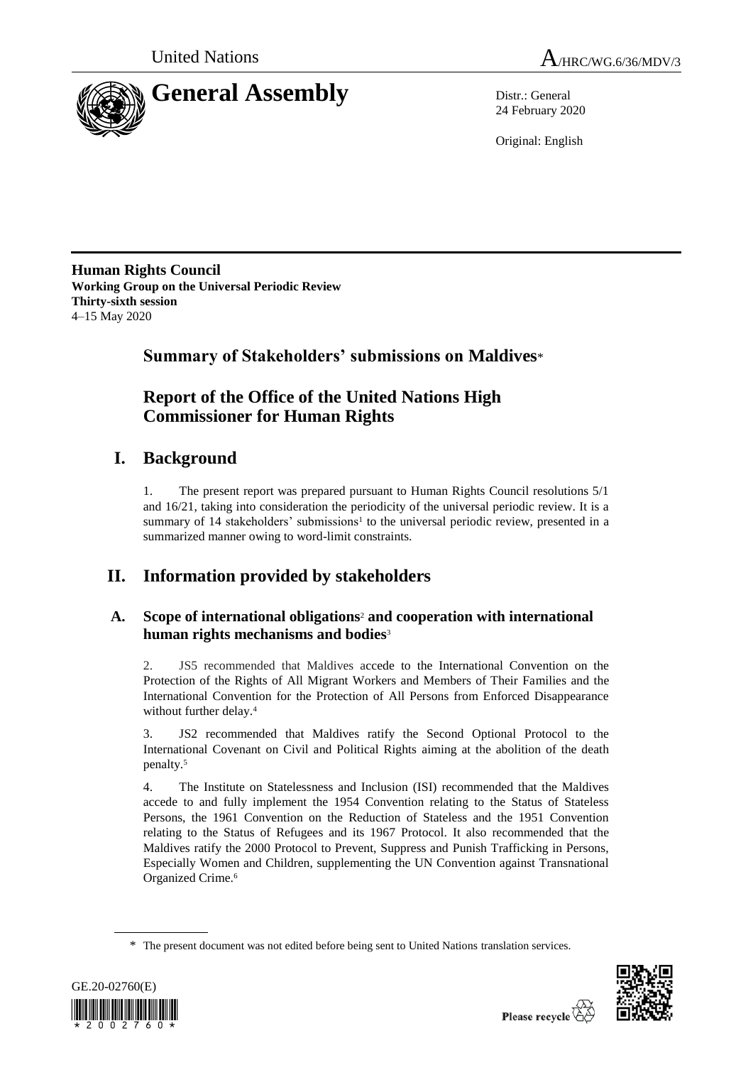United Nations A/HRC/WG.6/36/MDV/3

# General Assembly

Distr.: General
24 February 2020

Original: English

**Human Rights Council**
**Working Group on the Universal Periodic Review**
**Thirty-sixth session**
4–15 May 2020

## Summary of Stakeholders' submissions on Maldives*

## Report of the Office of the United Nations High Commissioner for Human Rights

# I. Background

1. The present report was prepared pursuant to Human Rights Council resolutions 5/1 and 16/21, taking into consideration the periodicity of the universal periodic review. It is a summary of 14 stakeholders' submissions[1] to the universal periodic review, presented in a summarized manner owing to word-limit constraints.

# II. Information provided by stakeholders

## A. Scope of international obligations[2] and cooperation with international human rights mechanisms and bodies[3]

2. JS5 recommended that Maldives accede to the International Convention on the Protection of the Rights of All Migrant Workers and Members of Their Families and the International Convention for the Protection of All Persons from Enforced Disappearance without further delay.[4]

3. JS2 recommended that Maldives ratify the Second Optional Protocol to the International Covenant on Civil and Political Rights aiming at the abolition of the death penalty.[5]

4. The Institute on Statelessness and Inclusion (ISI) recommended that the Maldives accede to and fully implement the 1954 Convention relating to the Status of Stateless Persons, the 1961 Convention on the Reduction of Stateless and the 1951 Convention relating to the Status of Refugees and its 1967 Protocol. It also recommended that the Maldives ratify the 2000 Protocol to Prevent, Suppress and Punish Trafficking in Persons, Especially Women and Children, supplementing the UN Convention against Transnational Organized Crime.[6]

\* The present document was not edited before being sent to United Nations translation services.

GE.20-02760(E)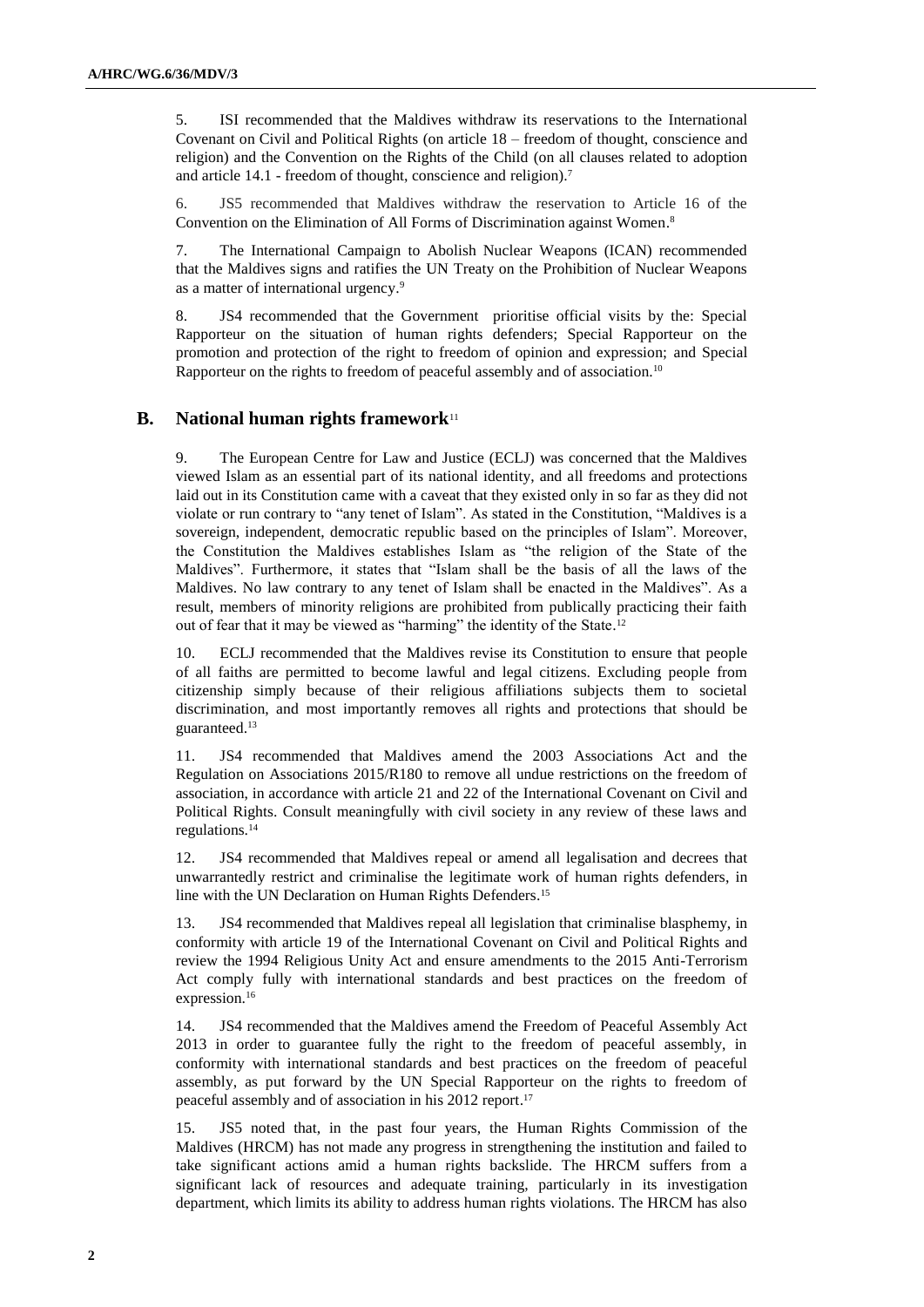5. ISI recommended that the Maldives withdraw its reservations to the International Covenant on Civil and Political Rights (on article 18 – freedom of thought, conscience and religion) and the Convention on the Rights of the Child (on all clauses related to adoption and article 14.1 - freedom of thought, conscience and religion).[7]

6. JS5 recommended that Maldives withdraw the reservation to Article 16 of the Convention on the Elimination of All Forms of Discrimination against Women.[8]

7. The International Campaign to Abolish Nuclear Weapons (ICAN) recommended that the Maldives signs and ratifies the UN Treaty on the Prohibition of Nuclear Weapons as a matter of international urgency.[9]

8. JS4 recommended that the Government prioritise official visits by the: Special Rapporteur on the situation of human rights defenders; Special Rapporteur on the promotion and protection of the right to freedom of opinion and expression; and Special Rapporteur on the rights to freedom of peaceful assembly and of association.[10]

## B. National human rights framework[11]

9. The European Centre for Law and Justice (ECLJ) was concerned that the Maldives viewed Islam as an essential part of its national identity, and all freedoms and protections laid out in its Constitution came with a caveat that they existed only in so far as they did not violate or run contrary to "any tenet of Islam". As stated in the Constitution, "Maldives is a sovereign, independent, democratic republic based on the principles of Islam". Moreover, the Constitution the Maldives establishes Islam as "the religion of the State of the Maldives". Furthermore, it states that "Islam shall be the basis of all the laws of the Maldives. No law contrary to any tenet of Islam shall be enacted in the Maldives". As a result, members of minority religions are prohibited from publically practicing their faith out of fear that it may be viewed as "harming" the identity of the State.[12]

10. ECLJ recommended that the Maldives revise its Constitution to ensure that people of all faiths are permitted to become lawful and legal citizens. Excluding people from citizenship simply because of their religious affiliations subjects them to societal discrimination, and most importantly removes all rights and protections that should be guaranteed.[13]

11. JS4 recommended that Maldives amend the 2003 Associations Act and the Regulation on Associations 2015/R180 to remove all undue restrictions on the freedom of association, in accordance with article 21 and 22 of the International Covenant on Civil and Political Rights. Consult meaningfully with civil society in any review of these laws and regulations.[14]

12. JS4 recommended that Maldives repeal or amend all legalisation and decrees that unwarrantedly restrict and criminalise the legitimate work of human rights defenders, in line with the UN Declaration on Human Rights Defenders.[15]

13. JS4 recommended that Maldives repeal all legislation that criminalise blasphemy, in conformity with article 19 of the International Covenant on Civil and Political Rights and review the 1994 Religious Unity Act and ensure amendments to the 2015 Anti-Terrorism Act comply fully with international standards and best practices on the freedom of expression.[16]

14. JS4 recommended that the Maldives amend the Freedom of Peaceful Assembly Act 2013 in order to guarantee fully the right to the freedom of peaceful assembly, in conformity with international standards and best practices on the freedom of peaceful assembly, as put forward by the UN Special Rapporteur on the rights to freedom of peaceful assembly and of association in his 2012 report.[17]

15. JS5 noted that, in the past four years, the Human Rights Commission of the Maldives (HRCM) has not made any progress in strengthening the institution and failed to take significant actions amid a human rights backslide. The HRCM suffers from a significant lack of resources and adequate training, particularly in its investigation department, which limits its ability to address human rights violations. The HRCM has also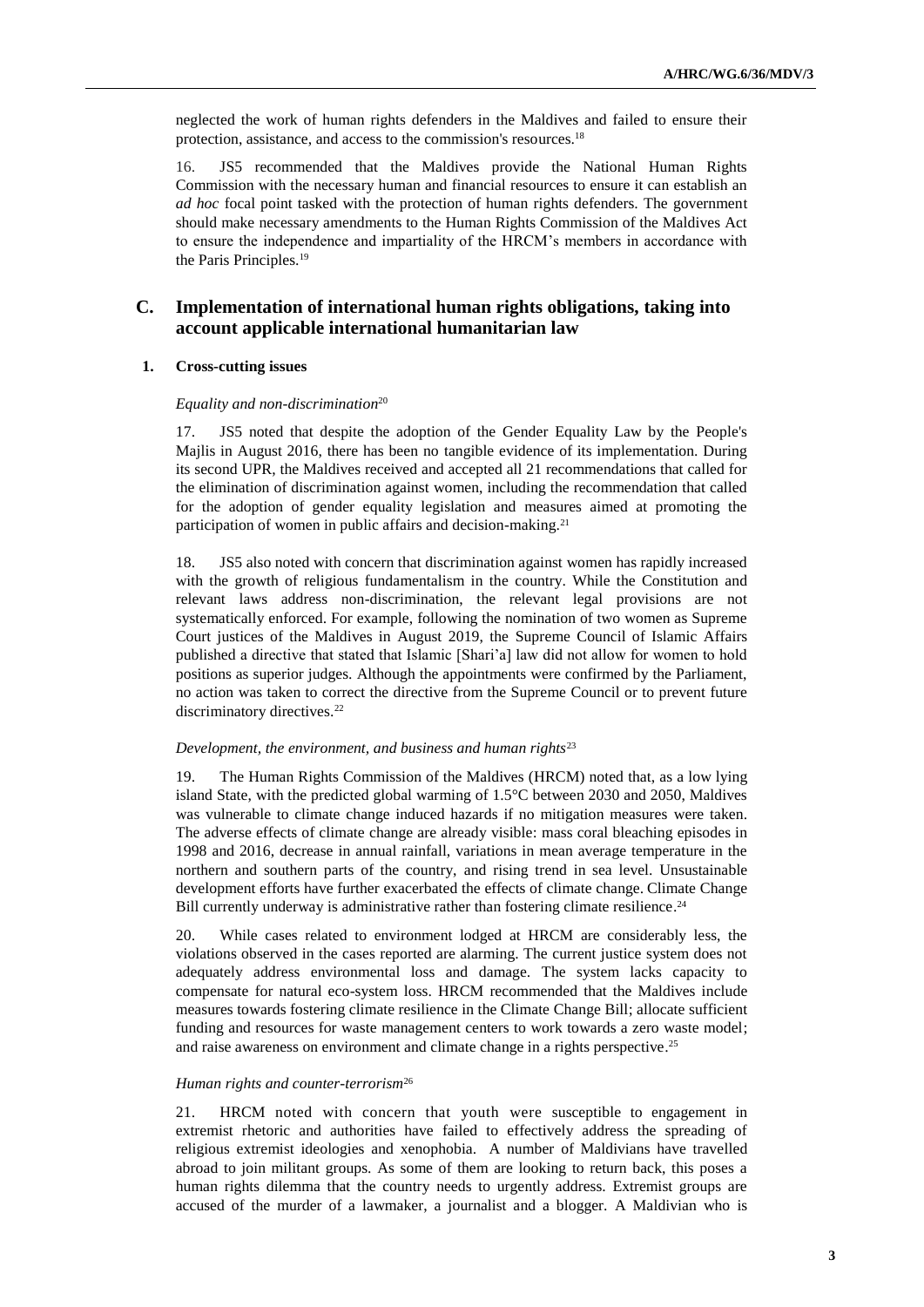neglected the work of human rights defenders in the Maldives and failed to ensure their protection, assistance, and access to the commission's resources.[18]

16. JS5 recommended that the Maldives provide the National Human Rights Commission with the necessary human and financial resources to ensure it can establish an *ad hoc* focal point tasked with the protection of human rights defenders. The government should make necessary amendments to the Human Rights Commission of the Maldives Act to ensure the independence and impartiality of the HRCM's members in accordance with the Paris Principles.[19]

## C. Implementation of international human rights obligations, taking into account applicable international humanitarian law

### 1. Cross-cutting issues

*Equality and non-discrimination*[20]

17. JS5 noted that despite the adoption of the Gender Equality Law by the People's Majlis in August 2016, there has been no tangible evidence of its implementation. During its second UPR, the Maldives received and accepted all 21 recommendations that called for the elimination of discrimination against women, including the recommendation that called for the adoption of gender equality legislation and measures aimed at promoting the participation of women in public affairs and decision-making.[21]

18. JS5 also noted with concern that discrimination against women has rapidly increased with the growth of religious fundamentalism in the country. While the Constitution and relevant laws address non-discrimination, the relevant legal provisions are not systematically enforced. For example, following the nomination of two women as Supreme Court justices of the Maldives in August 2019, the Supreme Council of Islamic Affairs published a directive that stated that Islamic [Shari'a] law did not allow for women to hold positions as superior judges. Although the appointments were confirmed by the Parliament, no action was taken to correct the directive from the Supreme Council or to prevent future discriminatory directives.[22]

*Development, the environment, and business and human rights*[23]

19. The Human Rights Commission of the Maldives (HRCM) noted that, as a low lying island State, with the predicted global warming of 1.5°C between 2030 and 2050, Maldives was vulnerable to climate change induced hazards if no mitigation measures were taken. The adverse effects of climate change are already visible: mass coral bleaching episodes in 1998 and 2016, decrease in annual rainfall, variations in mean average temperature in the northern and southern parts of the country, and rising trend in sea level. Unsustainable development efforts have further exacerbated the effects of climate change. Climate Change Bill currently underway is administrative rather than fostering climate resilience.[24]

20. While cases related to environment lodged at HRCM are considerably less, the violations observed in the cases reported are alarming. The current justice system does not adequately address environmental loss and damage. The system lacks capacity to compensate for natural eco-system loss. HRCM recommended that the Maldives include measures towards fostering climate resilience in the Climate Change Bill; allocate sufficient funding and resources for waste management centers to work towards a zero waste model; and raise awareness on environment and climate change in a rights perspective.[25]

*Human rights and counter-terrorism*[26]

21. HRCM noted with concern that youth were susceptible to engagement in extremist rhetoric and authorities have failed to effectively address the spreading of religious extremist ideologies and xenophobia. A number of Maldivians have travelled abroad to join militant groups. As some of them are looking to return back, this poses a human rights dilemma that the country needs to urgently address. Extremist groups are accused of the murder of a lawmaker, a journalist and a blogger. A Maldivian who is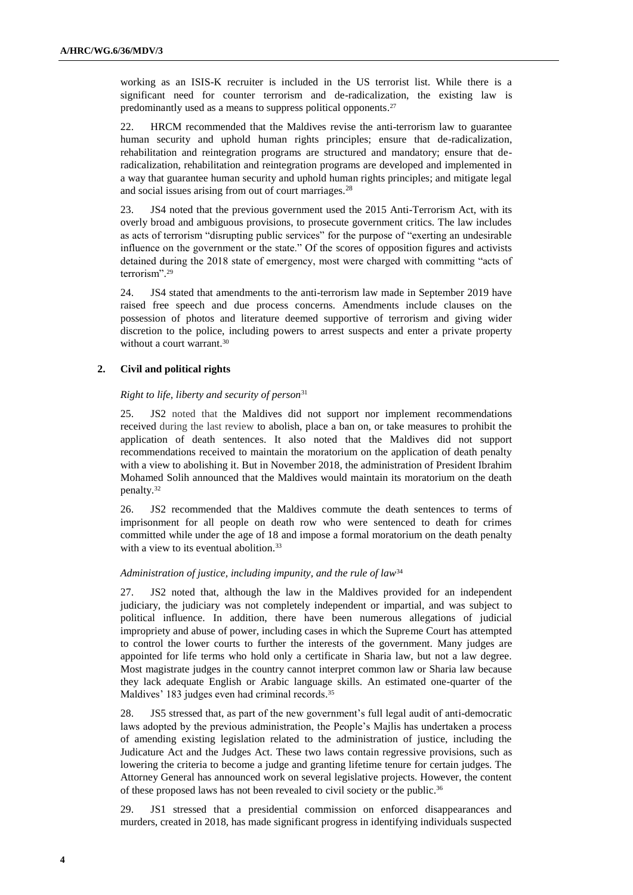working as an ISIS-K recruiter is included in the US terrorist list. While there is a significant need for counter terrorism and de-radicalization, the existing law is predominantly used as a means to suppress political opponents.[27]

22. HRCM recommended that the Maldives revise the anti-terrorism law to guarantee human security and uphold human rights principles; ensure that de-radicalization, rehabilitation and reintegration programs are structured and mandatory; ensure that de-radicalization, rehabilitation and reintegration programs are developed and implemented in a way that guarantee human security and uphold human rights principles; and mitigate legal and social issues arising from out of court marriages.[28]

23. JS4 noted that the previous government used the 2015 Anti-Terrorism Act, with its overly broad and ambiguous provisions, to prosecute government critics. The law includes as acts of terrorism "disrupting public services" for the purpose of "exerting an undesirable influence on the government or the state." Of the scores of opposition figures and activists detained during the 2018 state of emergency, most were charged with committing "acts of terrorism".[29]

24. JS4 stated that amendments to the anti-terrorism law made in September 2019 have raised free speech and due process concerns. Amendments include clauses on the possession of photos and literature deemed supportive of terrorism and giving wider discretion to the police, including powers to arrest suspects and enter a private property without a court warrant.[30]

## 2. Civil and political rights

### *Right to life, liberty and security of person*[31]

25. JS2 noted that the Maldives did not support nor implement recommendations received during the last review to abolish, place a ban on, or take measures to prohibit the application of death sentences. It also noted that the Maldives did not support recommendations received to maintain the moratorium on the application of death penalty with a view to abolishing it. But in November 2018, the administration of President Ibrahim Mohamed Solih announced that the Maldives would maintain its moratorium on the death penalty.[32]

26. JS2 recommended that the Maldives commute the death sentences to terms of imprisonment for all people on death row who were sentenced to death for crimes committed while under the age of 18 and impose a formal moratorium on the death penalty with a view to its eventual abolition.[33]

### *Administration of justice, including impunity, and the rule of law*[34]

27. JS2 noted that, although the law in the Maldives provided for an independent judiciary, the judiciary was not completely independent or impartial, and was subject to political influence. In addition, there have been numerous allegations of judicial impropriety and abuse of power, including cases in which the Supreme Court has attempted to control the lower courts to further the interests of the government. Many judges are appointed for life terms who hold only a certificate in Sharia law, but not a law degree. Most magistrate judges in the country cannot interpret common law or Sharia law because they lack adequate English or Arabic language skills. An estimated one-quarter of the Maldives' 183 judges even had criminal records.[35]

28. JS5 stressed that, as part of the new government's full legal audit of anti-democratic laws adopted by the previous administration, the People's Majlis has undertaken a process of amending existing legislation related to the administration of justice, including the Judicature Act and the Judges Act. These two laws contain regressive provisions, such as lowering the criteria to become a judge and granting lifetime tenure for certain judges. The Attorney General has announced work on several legislative projects. However, the content of these proposed laws has not been revealed to civil society or the public.[36]

29. JS1 stressed that a presidential commission on enforced disappearances and murders, created in 2018, has made significant progress in identifying individuals suspected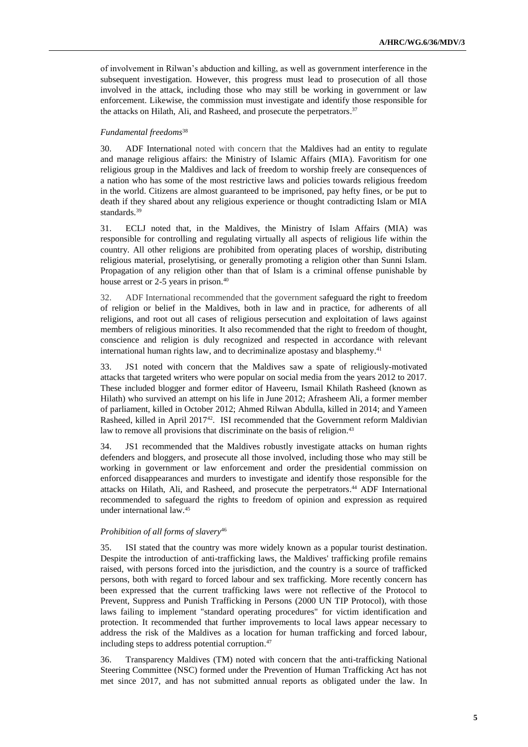of involvement in Rilwan's abduction and killing, as well as government interference in the subsequent investigation. However, this progress must lead to prosecution of all those involved in the attack, including those who may still be working in government or law enforcement. Likewise, the commission must investigate and identify those responsible for the attacks on Hilath, Ali, and Rasheed, and prosecute the perpetrators.[37]

*Fundamental freedoms*[38]

30. ADF International noted with concern that the Maldives had an entity to regulate and manage religious affairs: the Ministry of Islamic Affairs (MIA). Favoritism for one religious group in the Maldives and lack of freedom to worship freely are consequences of a nation who has some of the most restrictive laws and policies towards religious freedom in the world. Citizens are almost guaranteed to be imprisoned, pay hefty fines, or be put to death if they shared about any religious experience or thought contradicting Islam or MIA standards.[39]

31. ECLJ noted that, in the Maldives, the Ministry of Islam Affairs (MIA) was responsible for controlling and regulating virtually all aspects of religious life within the country. All other religions are prohibited from operating places of worship, distributing religious material, proselytising, or generally promoting a religion other than Sunni Islam. Propagation of any religion other than that of Islam is a criminal offense punishable by house arrest or 2-5 years in prison.[40]

32. ADF International recommended that the government safeguard the right to freedom of religion or belief in the Maldives, both in law and in practice, for adherents of all religions, and root out all cases of religious persecution and exploitation of laws against members of religious minorities. It also recommended that the right to freedom of thought, conscience and religion is duly recognized and respected in accordance with relevant international human rights law, and to decriminalize apostasy and blasphemy.[41]

33. JS1 noted with concern that the Maldives saw a spate of religiously-motivated attacks that targeted writers who were popular on social media from the years 2012 to 2017. These included blogger and former editor of Haveeru, Ismail Khilath Rasheed (known as Hilath) who survived an attempt on his life in June 2012; Afrasheem Ali, a former member of parliament, killed in October 2012; Ahmed Rilwan Abdulla, killed in 2014; and Yameen Rasheed, killed in April 2017[42]. ISI recommended that the Government reform Maldivian law to remove all provisions that discriminate on the basis of religion.[43]

34. JS1 recommended that the Maldives robustly investigate attacks on human rights defenders and bloggers, and prosecute all those involved, including those who may still be working in government or law enforcement and order the presidential commission on enforced disappearances and murders to investigate and identify those responsible for the attacks on Hilath, Ali, and Rasheed, and prosecute the perpetrators.[44] ADF International recommended to safeguard the rights to freedom of opinion and expression as required under international law.[45]

*Prohibition of all forms of slavery*[46]

35. ISI stated that the country was more widely known as a popular tourist destination. Despite the introduction of anti-trafficking laws, the Maldives' trafficking profile remains raised, with persons forced into the jurisdiction, and the country is a source of trafficked persons, both with regard to forced labour and sex trafficking. More recently concern has been expressed that the current trafficking laws were not reflective of the Protocol to Prevent, Suppress and Punish Trafficking in Persons (2000 UN TIP Protocol), with those laws failing to implement "standard operating procedures" for victim identification and protection. It recommended that further improvements to local laws appear necessary to address the risk of the Maldives as a location for human trafficking and forced labour, including steps to address potential corruption.[47]

36. Transparency Maldives (TM) noted with concern that the anti-trafficking National Steering Committee (NSC) formed under the Prevention of Human Trafficking Act has not met since 2017, and has not submitted annual reports as obligated under the law. In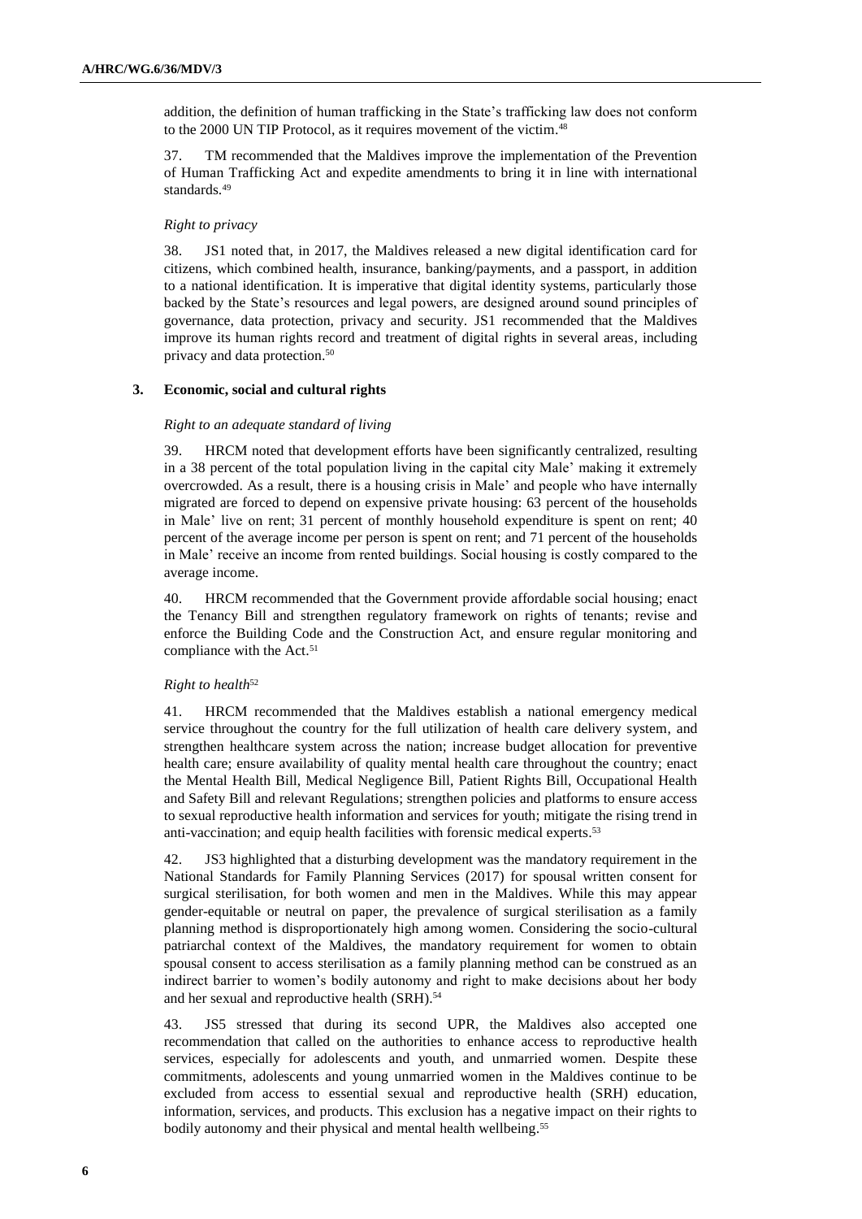addition, the definition of human trafficking in the State's trafficking law does not conform to the 2000 UN TIP Protocol, as it requires movement of the victim.[48]

37. TM recommended that the Maldives improve the implementation of the Prevention of Human Trafficking Act and expedite amendments to bring it in line with international standards.[49]

*Right to privacy*

38. JS1 noted that, in 2017, the Maldives released a new digital identification card for citizens, which combined health, insurance, banking/payments, and a passport, in addition to a national identification. It is imperative that digital identity systems, particularly those backed by the State's resources and legal powers, are designed around sound principles of governance, data protection, privacy and security. JS1 recommended that the Maldives improve its human rights record and treatment of digital rights in several areas, including privacy and data protection.[50]

### 3. Economic, social and cultural rights

*Right to an adequate standard of living*

39. HRCM noted that development efforts have been significantly centralized, resulting in a 38 percent of the total population living in the capital city Male' making it extremely overcrowded. As a result, there is a housing crisis in Male' and people who have internally migrated are forced to depend on expensive private housing: 63 percent of the households in Male' live on rent; 31 percent of monthly household expenditure is spent on rent; 40 percent of the average income per person is spent on rent; and 71 percent of the households in Male' receive an income from rented buildings. Social housing is costly compared to the average income.

40. HRCM recommended that the Government provide affordable social housing; enact the Tenancy Bill and strengthen regulatory framework on rights of tenants; revise and enforce the Building Code and the Construction Act, and ensure regular monitoring and compliance with the Act.[51]

*Right to health*[52]

41. HRCM recommended that the Maldives establish a national emergency medical service throughout the country for the full utilization of health care delivery system, and strengthen healthcare system across the nation; increase budget allocation for preventive health care; ensure availability of quality mental health care throughout the country; enact the Mental Health Bill, Medical Negligence Bill, Patient Rights Bill, Occupational Health and Safety Bill and relevant Regulations; strengthen policies and platforms to ensure access to sexual reproductive health information and services for youth; mitigate the rising trend in anti-vaccination; and equip health facilities with forensic medical experts.[53]

42. JS3 highlighted that a disturbing development was the mandatory requirement in the National Standards for Family Planning Services (2017) for spousal written consent for surgical sterilisation, for both women and men in the Maldives. While this may appear gender-equitable or neutral on paper, the prevalence of surgical sterilisation as a family planning method is disproportionately high among women. Considering the socio-cultural patriarchal context of the Maldives, the mandatory requirement for women to obtain spousal consent to access sterilisation as a family planning method can be construed as an indirect barrier to women's bodily autonomy and right to make decisions about her body and her sexual and reproductive health (SRH).[54]

43. JS5 stressed that during its second UPR, the Maldives also accepted one recommendation that called on the authorities to enhance access to reproductive health services, especially for adolescents and youth, and unmarried women. Despite these commitments, adolescents and young unmarried women in the Maldives continue to be excluded from access to essential sexual and reproductive health (SRH) education, information, services, and products. This exclusion has a negative impact on their rights to bodily autonomy and their physical and mental health wellbeing.[55]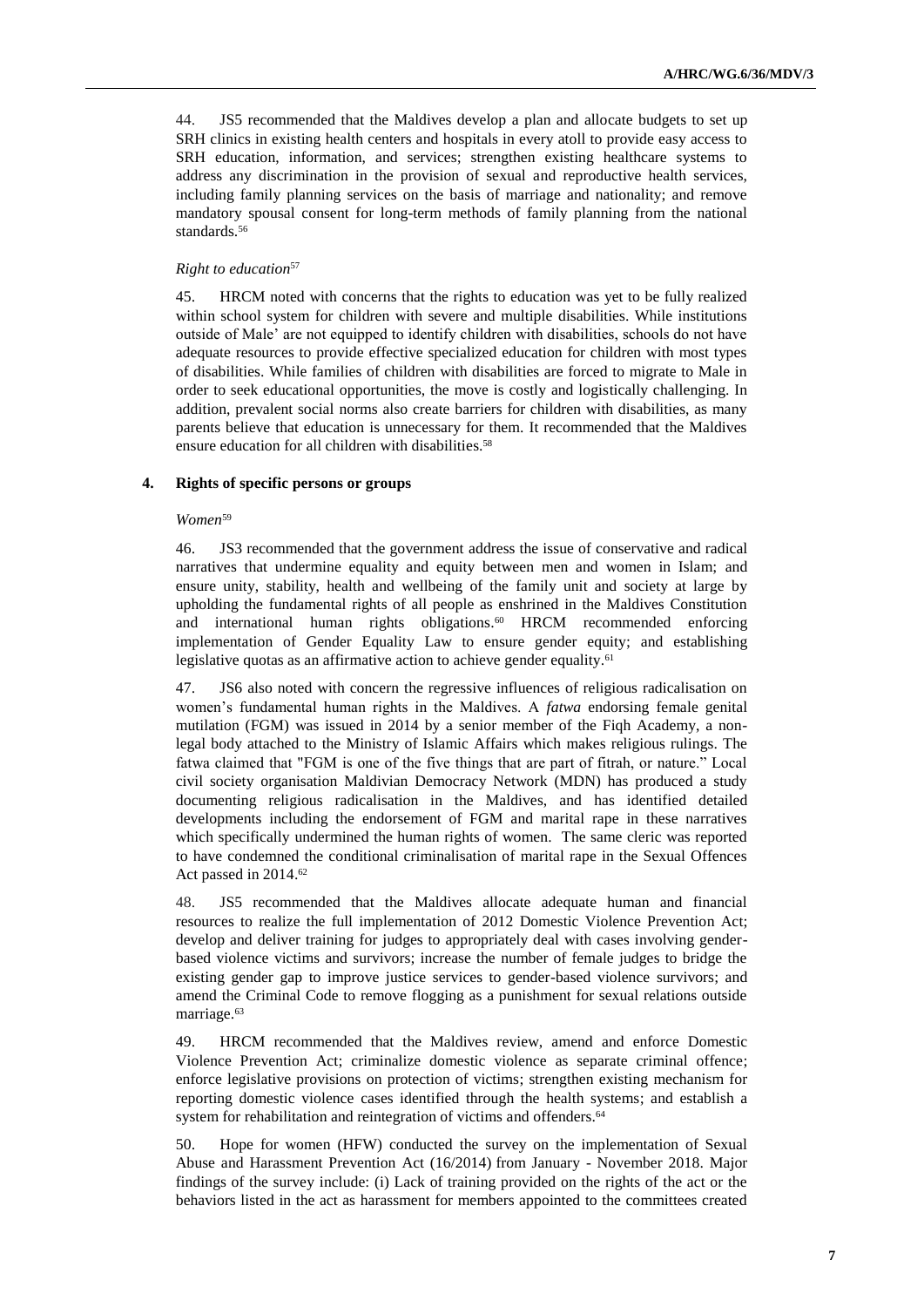44. JS5 recommended that the Maldives develop a plan and allocate budgets to set up SRH clinics in existing health centers and hospitals in every atoll to provide easy access to SRH education, information, and services; strengthen existing healthcare systems to address any discrimination in the provision of sexual and reproductive health services, including family planning services on the basis of marriage and nationality; and remove mandatory spousal consent for long-term methods of family planning from the national standards.[56]

*Right to education*[57]

45. HRCM noted with concerns that the rights to education was yet to be fully realized within school system for children with severe and multiple disabilities. While institutions outside of Male' are not equipped to identify children with disabilities, schools do not have adequate resources to provide effective specialized education for children with most types of disabilities. While families of children with disabilities are forced to migrate to Male in order to seek educational opportunities, the move is costly and logistically challenging. In addition, prevalent social norms also create barriers for children with disabilities, as many parents believe that education is unnecessary for them. It recommended that the Maldives ensure education for all children with disabilities.[58]

## 4. Rights of specific persons or groups

*Women*[59]

46. JS3 recommended that the government address the issue of conservative and radical narratives that undermine equality and equity between men and women in Islam; and ensure unity, stability, health and wellbeing of the family unit and society at large by upholding the fundamental rights of all people as enshrined in the Maldives Constitution and international human rights obligations.[60] HRCM recommended enforcing implementation of Gender Equality Law to ensure gender equity; and establishing legislative quotas as an affirmative action to achieve gender equality.[61]

47. JS6 also noted with concern the regressive influences of religious radicalisation on women's fundamental human rights in the Maldives. A *fatwa* endorsing female genital mutilation (FGM) was issued in 2014 by a senior member of the Fiqh Academy, a non-legal body attached to the Ministry of Islamic Affairs which makes religious rulings. The fatwa claimed that "FGM is one of the five things that are part of fitrah, or nature." Local civil society organisation Maldivian Democracy Network (MDN) has produced a study documenting religious radicalisation in the Maldives, and has identified detailed developments including the endorsement of FGM and marital rape in these narratives which specifically undermined the human rights of women. The same cleric was reported to have condemned the conditional criminalisation of marital rape in the Sexual Offences Act passed in 2014.[62]

48. JS5 recommended that the Maldives allocate adequate human and financial resources to realize the full implementation of 2012 Domestic Violence Prevention Act; develop and deliver training for judges to appropriately deal with cases involving gender-based violence victims and survivors; increase the number of female judges to bridge the existing gender gap to improve justice services to gender-based violence survivors; and amend the Criminal Code to remove flogging as a punishment for sexual relations outside marriage.[63]

49. HRCM recommended that the Maldives review, amend and enforce Domestic Violence Prevention Act; criminalize domestic violence as separate criminal offence; enforce legislative provisions on protection of victims; strengthen existing mechanism for reporting domestic violence cases identified through the health systems; and establish a system for rehabilitation and reintegration of victims and offenders.[64]

50. Hope for women (HFW) conducted the survey on the implementation of Sexual Abuse and Harassment Prevention Act (16/2014) from January - November 2018. Major findings of the survey include: (i) Lack of training provided on the rights of the act or the behaviors listed in the act as harassment for members appointed to the committees created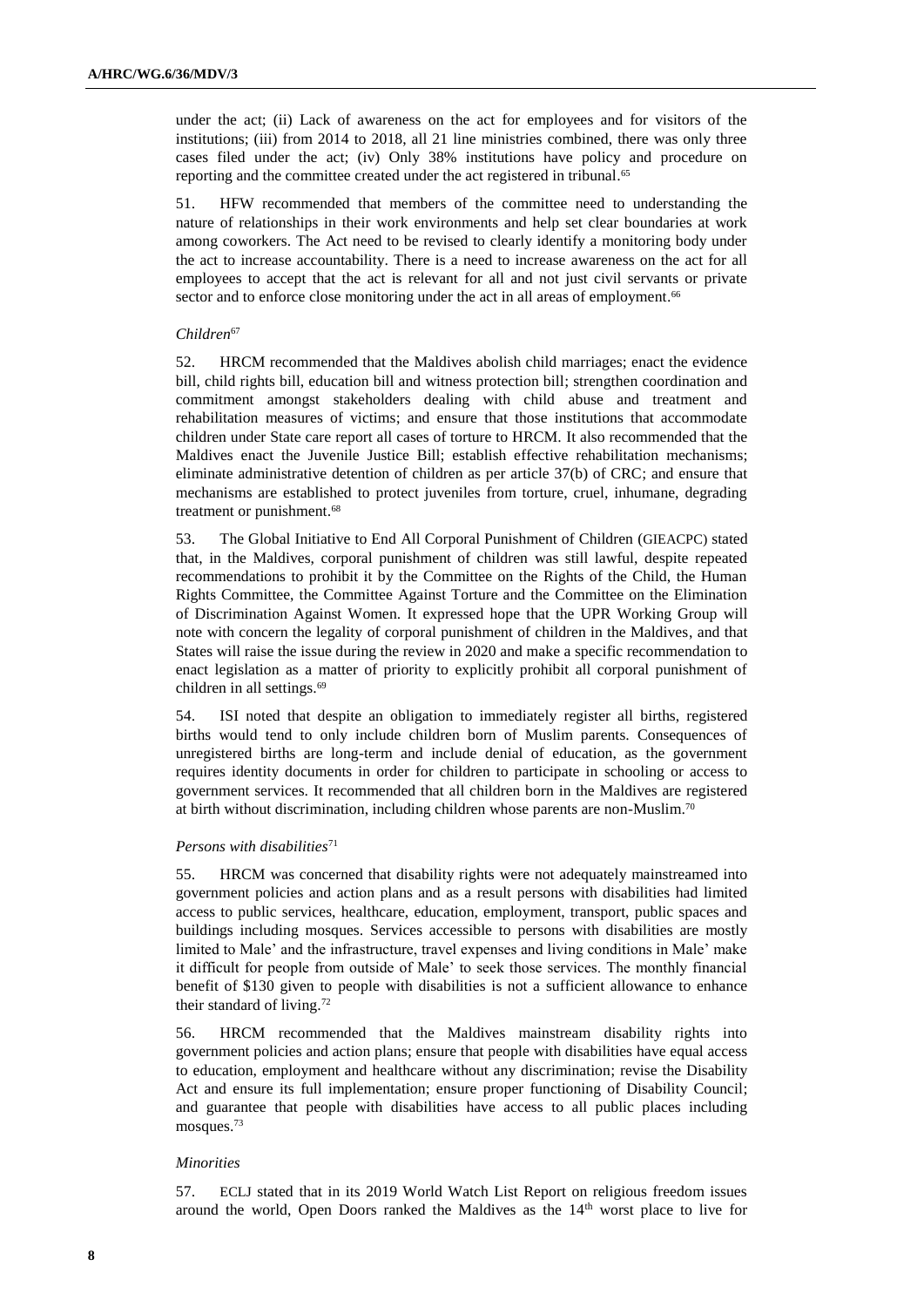under the act; (ii) Lack of awareness on the act for employees and for visitors of the institutions; (iii) from 2014 to 2018, all 21 line ministries combined, there was only three cases filed under the act; (iv) Only 38% institutions have policy and procedure on reporting and the committee created under the act registered in tribunal.[65]

51. HFW recommended that members of the committee need to understanding the nature of relationships in their work environments and help set clear boundaries at work among coworkers. The Act need to be revised to clearly identify a monitoring body under the act to increase accountability. There is a need to increase awareness on the act for all employees to accept that the act is relevant for all and not just civil servants or private sector and to enforce close monitoring under the act in all areas of employment.[66]

*Children*[67]

52. HRCM recommended that the Maldives abolish child marriages; enact the evidence bill, child rights bill, education bill and witness protection bill; strengthen coordination and commitment amongst stakeholders dealing with child abuse and treatment and rehabilitation measures of victims; and ensure that those institutions that accommodate children under State care report all cases of torture to HRCM. It also recommended that the Maldives enact the Juvenile Justice Bill; establish effective rehabilitation mechanisms; eliminate administrative detention of children as per article 37(b) of CRC; and ensure that mechanisms are established to protect juveniles from torture, cruel, inhumane, degrading treatment or punishment.[68]

53. The Global Initiative to End All Corporal Punishment of Children (GIEACPC) stated that, in the Maldives, corporal punishment of children was still lawful, despite repeated recommendations to prohibit it by the Committee on the Rights of the Child, the Human Rights Committee, the Committee Against Torture and the Committee on the Elimination of Discrimination Against Women. It expressed hope that the UPR Working Group will note with concern the legality of corporal punishment of children in the Maldives, and that States will raise the issue during the review in 2020 and make a specific recommendation to enact legislation as a matter of priority to explicitly prohibit all corporal punishment of children in all settings.[69]

54. ISI noted that despite an obligation to immediately register all births, registered births would tend to only include children born of Muslim parents. Consequences of unregistered births are long-term and include denial of education, as the government requires identity documents in order for children to participate in schooling or access to government services. It recommended that all children born in the Maldives are registered at birth without discrimination, including children whose parents are non-Muslim.[70]

*Persons with disabilities*[71]

55. HRCM was concerned that disability rights were not adequately mainstreamed into government policies and action plans and as a result persons with disabilities had limited access to public services, healthcare, education, employment, transport, public spaces and buildings including mosques. Services accessible to persons with disabilities are mostly limited to Male' and the infrastructure, travel expenses and living conditions in Male' make it difficult for people from outside of Male' to seek those services. The monthly financial benefit of $130 given to people with disabilities is not a sufficient allowance to enhance their standard of living.[72]

56. HRCM recommended that the Maldives mainstream disability rights into government policies and action plans; ensure that people with disabilities have equal access to education, employment and healthcare without any discrimination; revise the Disability Act and ensure its full implementation; ensure proper functioning of Disability Council; and guarantee that people with disabilities have access to all public places including mosques.[73]

*Minorities*

57. ECLJ stated that in its 2019 World Watch List Report on religious freedom issues around the world, Open Doors ranked the Maldives as the 14th worst place to live for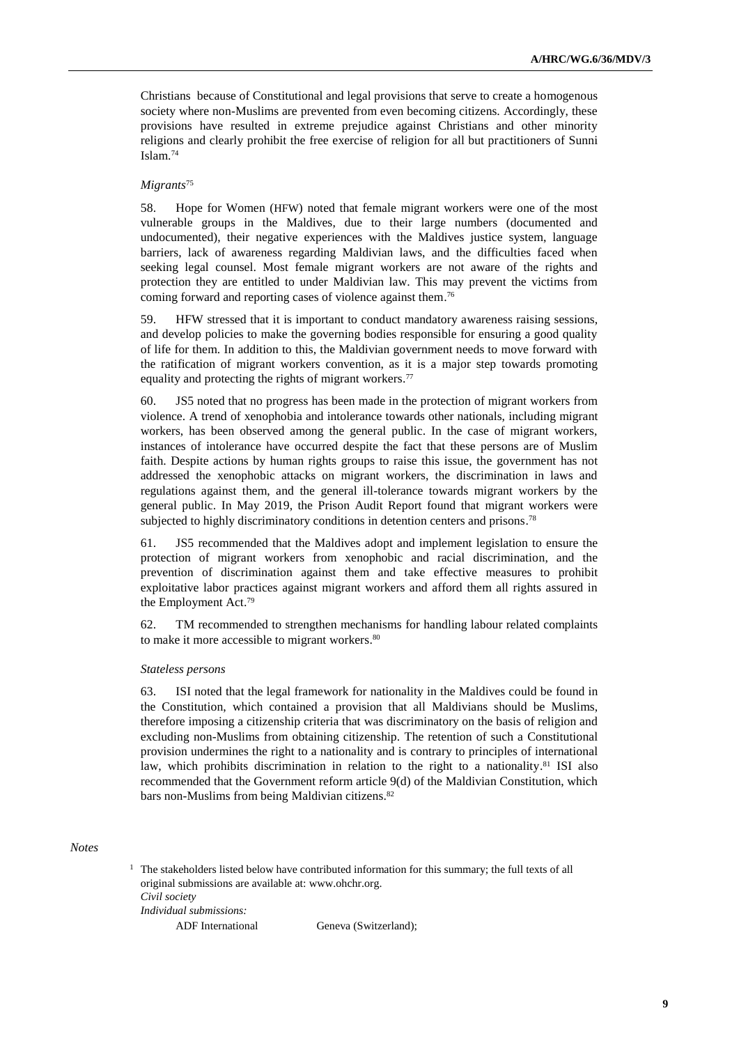Christians because of Constitutional and legal provisions that serve to create a homogenous society where non-Muslims are prevented from even becoming citizens. Accordingly, these provisions have resulted in extreme prejudice against Christians and other minority religions and clearly prohibit the free exercise of religion for all but practitioners of Sunni Islam.[74]

*Migrants*[75]

58. Hope for Women (HFW) noted that female migrant workers were one of the most vulnerable groups in the Maldives, due to their large numbers (documented and undocumented), their negative experiences with the Maldives justice system, language barriers, lack of awareness regarding Maldivian laws, and the difficulties faced when seeking legal counsel. Most female migrant workers are not aware of the rights and protection they are entitled to under Maldivian law. This may prevent the victims from coming forward and reporting cases of violence against them.[76]

59. HFW stressed that it is important to conduct mandatory awareness raising sessions, and develop policies to make the governing bodies responsible for ensuring a good quality of life for them. In addition to this, the Maldivian government needs to move forward with the ratification of migrant workers convention, as it is a major step towards promoting equality and protecting the rights of migrant workers.[77]

60. JS5 noted that no progress has been made in the protection of migrant workers from violence. A trend of xenophobia and intolerance towards other nationals, including migrant workers, has been observed among the general public. In the case of migrant workers, instances of intolerance have occurred despite the fact that these persons are of Muslim faith. Despite actions by human rights groups to raise this issue, the government has not addressed the xenophobic attacks on migrant workers, the discrimination in laws and regulations against them, and the general ill-tolerance towards migrant workers by the general public. In May 2019, the Prison Audit Report found that migrant workers were subjected to highly discriminatory conditions in detention centers and prisons.[78]

61. JS5 recommended that the Maldives adopt and implement legislation to ensure the protection of migrant workers from xenophobic and racial discrimination, and the prevention of discrimination against them and take effective measures to prohibit exploitative labor practices against migrant workers and afford them all rights assured in the Employment Act.[79]

62. TM recommended to strengthen mechanisms for handling labour related complaints to make it more accessible to migrant workers.[80]

*Stateless persons*

63. ISI noted that the legal framework for nationality in the Maldives could be found in the Constitution, which contained a provision that all Maldivians should be Muslims, therefore imposing a citizenship criteria that was discriminatory on the basis of religion and excluding non-Muslims from obtaining citizenship. The retention of such a Constitutional provision undermines the right to a nationality and is contrary to principles of international law, which prohibits discrimination in relation to the right to a nationality.[81] ISI also recommended that the Government reform article 9(d) of the Maldivian Constitution, which bars non-Muslims from being Maldivian citizens.[82]

*Notes*

[1] The stakeholders listed below have contributed information for this summary; the full texts of all original submissions are available at: www.ohchr.org.

*Civil society*

*Individual submissions:*

ADF International Geneva (Switzerland);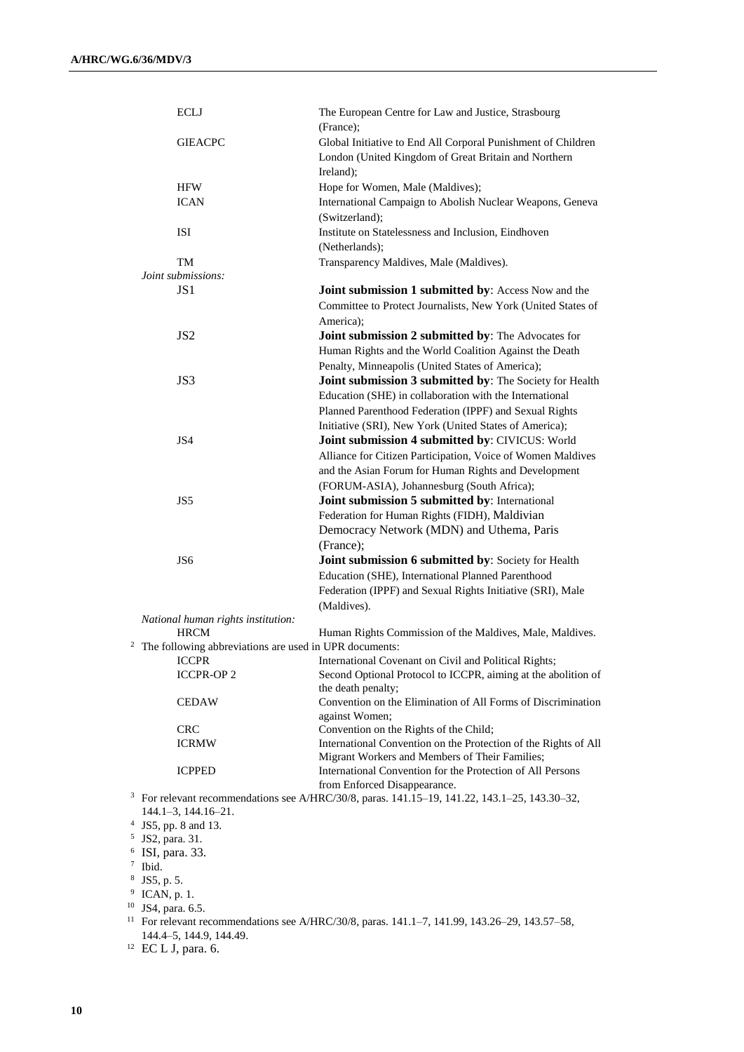| | |
|---|---|
| ECLJ | The European Centre for Law and Justice, Strasbourg (France); |
| GIEACPC | Global Initiative to End All Corporal Punishment of Children London (United Kingdom of Great Britain and Northern Ireland); |
| HFW | Hope for Women, Male (Maldives); |
| ICAN | International Campaign to Abolish Nuclear Weapons, Geneva (Switzerland); |
| ISI | Institute on Statelessness and Inclusion, Eindhoven (Netherlands); |
| TM | Transparency Maldives, Male (Maldives). |

*Joint submissions:*

| | |
|---|---|
| JS1 | **Joint submission 1 submitted by**: Access Now and the Committee to Protect Journalists, New York (United States of America); |
| JS2 | **Joint submission 2 submitted by**: The Advocates for Human Rights and the World Coalition Against the Death Penalty, Minneapolis (United States of America); |
| JS3 | **Joint submission 3 submitted by**: The Society for Health Education (SHE) in collaboration with the International Planned Parenthood Federation (IPPF) and Sexual Rights Initiative (SRI), New York (United States of America); |
| JS4 | **Joint submission 4 submitted by**: CIVICUS: World Alliance for Citizen Participation, Voice of Women Maldives and the Asian Forum for Human Rights and Development (FORUM-ASIA), Johannesburg (South Africa); |
| JS5 | **Joint submission 5 submitted by**: International Federation for Human Rights (FIDH), Maldivian Democracy Network (MDN) and Uthema, Paris (France); |
| JS6 | **Joint submission 6 submitted by**: Society for Health Education (SHE), International Planned Parenthood Federation (IPPF) and Sexual Rights Initiative (SRI), Male (Maldives). |

*National human rights institution:*

| | |
|---|---|
| HRCM | Human Rights Commission of the Maldives, Male, Maldives. |

[2] The following abbreviations are used in UPR documents:

| | |
|---|---|
| ICCPR | International Covenant on Civil and Political Rights; |
| ICCPR-OP 2 | Second Optional Protocol to ICCPR, aiming at the abolition of the death penalty; |
| CEDAW | Convention on the Elimination of All Forms of Discrimination against Women; |
| CRC | Convention on the Rights of the Child; |
| ICRMW | International Convention on the Protection of the Rights of All Migrant Workers and Members of Their Families; |
| ICPPED | International Convention for the Protection of All Persons from Enforced Disappearance. |

[3] For relevant recommendations see A/HRC/30/8, paras. 141.15–19, 141.22, 143.1–25, 143.30–32, 144.1–3, 144.16–21.

[4] JS5, pp. 8 and 13.

[5] JS2, para. 31.

[6] ISI, para. 33.

[7] Ibid.

[8] JS5, p. 5.

[9] ICAN, p. 1.

[10] JS4, para. 6.5.

[11] For relevant recommendations see A/HRC/30/8, paras. 141.1–7, 141.99, 143.26–29, 143.57–58, 144.4–5, 144.9, 144.49.

[12] EC L J, para. 6.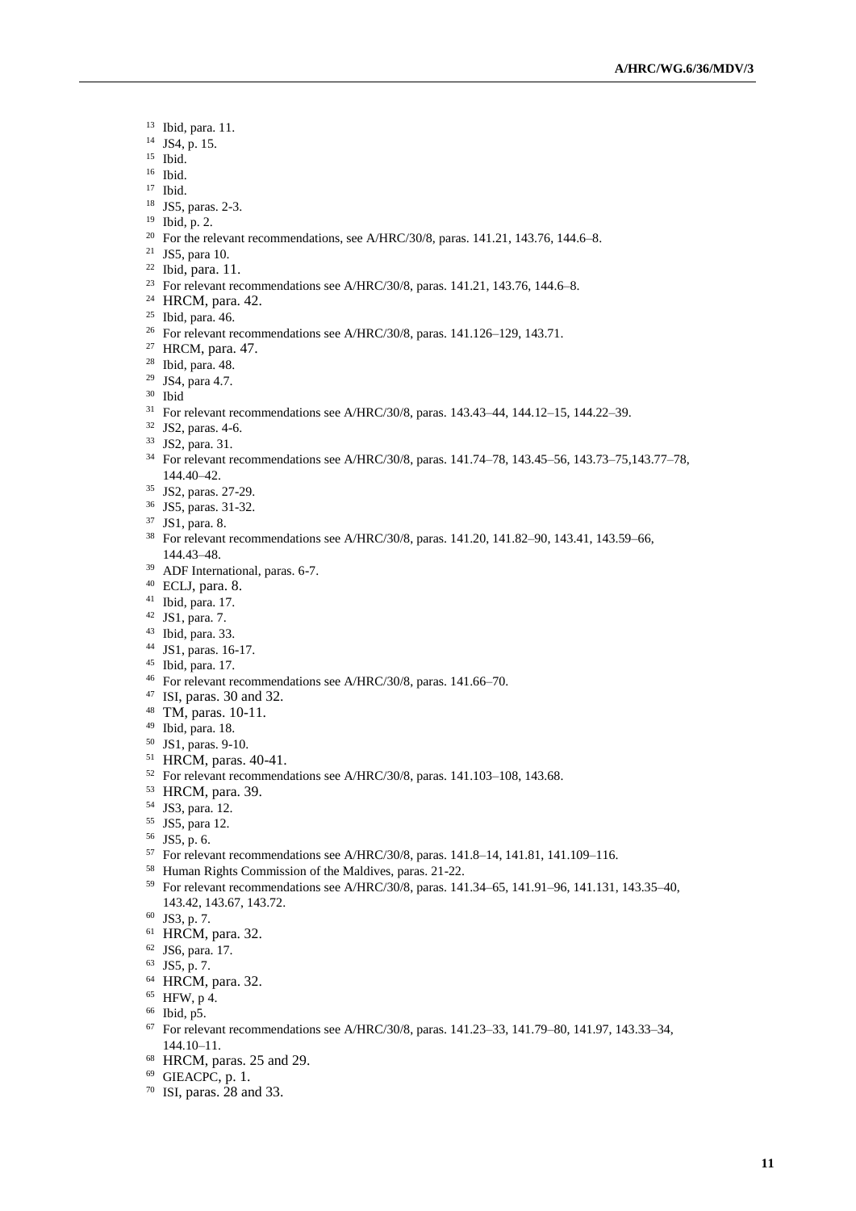[13] Ibid, para. 11.
[14] JS4, p. 15.
[15] Ibid.
[16] Ibid.
[17] Ibid.
[18] JS5, paras. 2-3.
[19] Ibid, p. 2.
[20] For the relevant recommendations, see A/HRC/30/8, paras. 141.21, 143.76, 144.6–8.
[21] JS5, para 10.
[22] Ibid, para. 11.
[23] For relevant recommendations see A/HRC/30/8, paras. 141.21, 143.76, 144.6–8.
[24] HRCM, para. 42.
[25] Ibid, para. 46.
[26] For relevant recommendations see A/HRC/30/8, paras. 141.126–129, 143.71.
[27] HRCM, para. 47.
[28] Ibid, para. 48.
[29] JS4, para 4.7.
[30] Ibid
[31] For relevant recommendations see A/HRC/30/8, paras. 143.43–44, 144.12–15, 144.22–39.
[32] JS2, paras. 4-6.
[33] JS2, para. 31.
[34] For relevant recommendations see A/HRC/30/8, paras. 141.74–78, 143.45–56, 143.73–75,143.77–78, 144.40–42.
[35] JS2, paras. 27-29.
[36] JS5, paras. 31-32.
[37] JS1, para. 8.
[38] For relevant recommendations see A/HRC/30/8, paras. 141.20, 141.82–90, 143.41, 143.59–66, 144.43–48.
[39] ADF International, paras. 6-7.
[40] ECLJ, para. 8.
[41] Ibid, para. 17.
[42] JS1, para. 7.
[43] Ibid, para. 33.
[44] JS1, paras. 16-17.
[45] Ibid, para. 17.
[46] For relevant recommendations see A/HRC/30/8, paras. 141.66–70.
[47] ISI, paras. 30 and 32.
[48] TM, paras. 10-11.
[49] Ibid, para. 18.
[50] JS1, paras. 9-10.
[51] HRCM, paras. 40-41.
[52] For relevant recommendations see A/HRC/30/8, paras. 141.103–108, 143.68.
[53] HRCM, para. 39.
[54] JS3, para. 12.
[55] JS5, para 12.
[56] JS5, p. 6.
[57] For relevant recommendations see A/HRC/30/8, paras. 141.8–14, 141.81, 141.109–116.
[58] Human Rights Commission of the Maldives, paras. 21-22.
[59] For relevant recommendations see A/HRC/30/8, paras. 141.34–65, 141.91–96, 141.131, 143.35–40, 143.42, 143.67, 143.72.
[60] JS3, p. 7.
[61] HRCM, para. 32.
[62] JS6, para. 17.
[63] JS5, p. 7.
[64] HRCM, para. 32.
[65] HFW, p 4.
[66] Ibid, p5.
[67] For relevant recommendations see A/HRC/30/8, paras. 141.23–33, 141.79–80, 141.97, 143.33–34, 144.10–11.
[68] HRCM, paras. 25 and 29.
[69] GIEACPC, p. 1.
[70] ISI, paras. 28 and 33.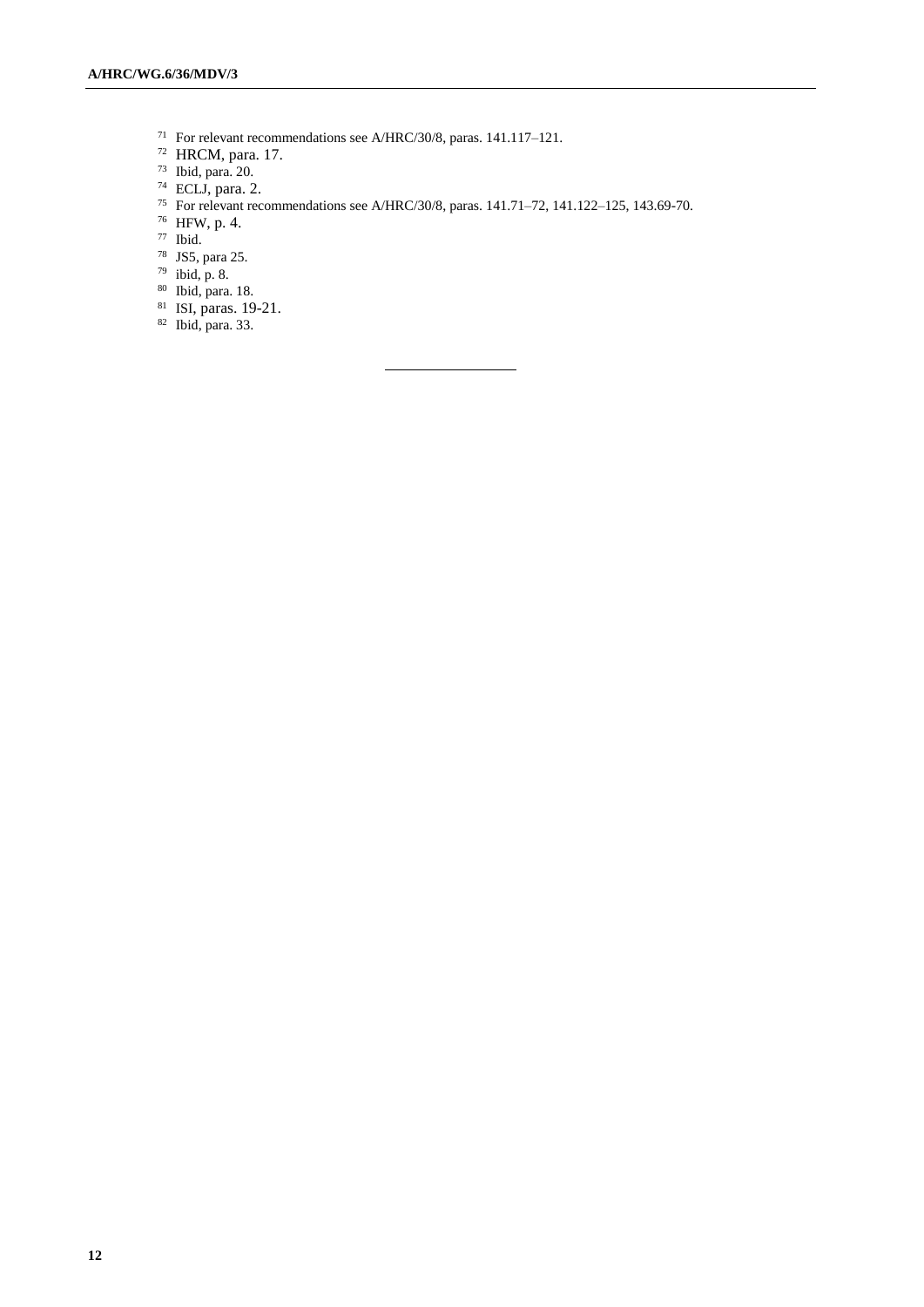[71] For relevant recommendations see A/HRC/30/8, paras. 141.117–121.

[72] HRCM, para. 17.

[73] Ibid, para. 20.

[74] ECLJ, para. 2.

[75] For relevant recommendations see A/HRC/30/8, paras. 141.71–72, 141.122–125, 143.69-70.

[76] HFW, p. 4.

[77] Ibid.

[78] JS5, para 25.

[79] ibid, p. 8.

[80] Ibid, para. 18.

[81] ISI, paras. 19-21.

[82] Ibid, para. 33.